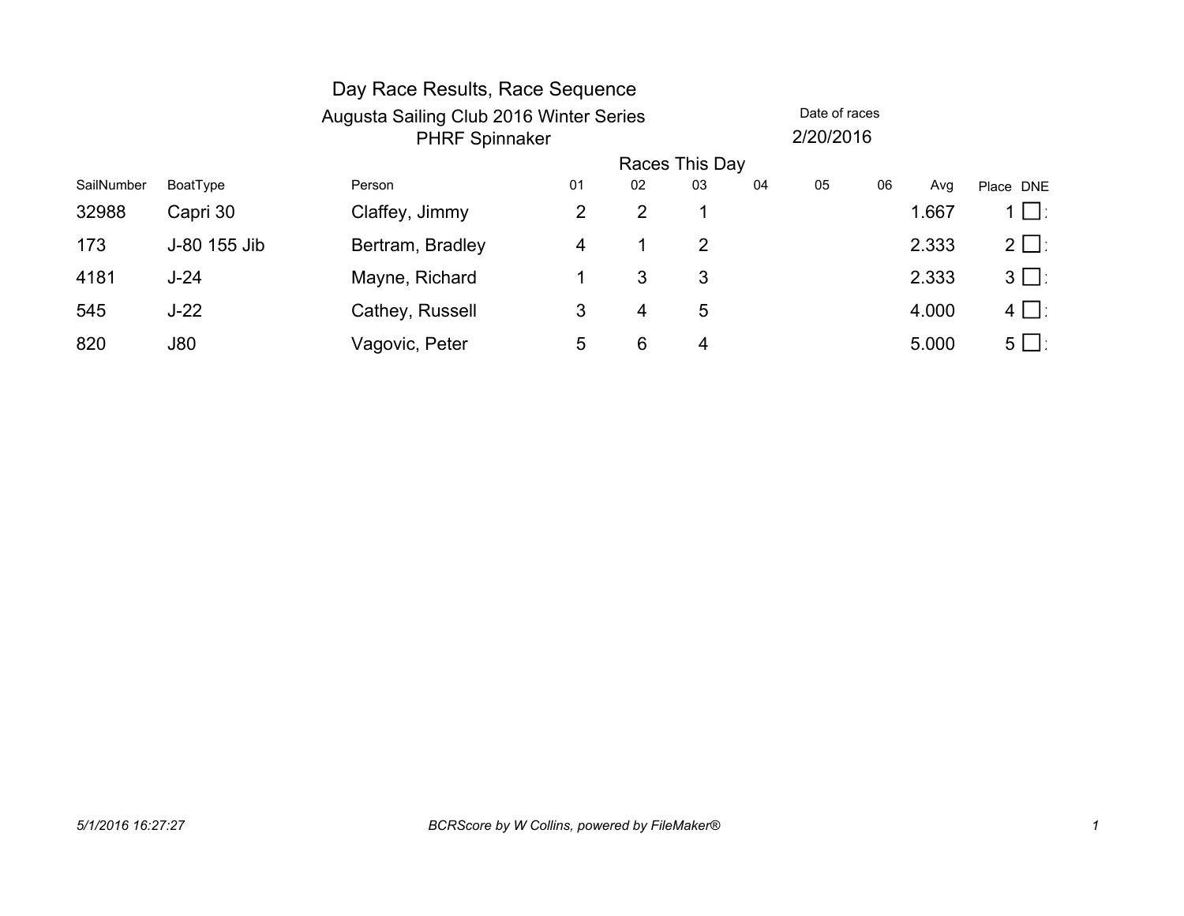# Day Race Results, Race Sequence

Augusta Sailing Club 2016 Winter Series

PHRF Spinnaker

Date of races

2/20/2016

| SailNumber | BoatType | Person | 01 | 02 | 03 | 04 | 05 | 06 | Avg | Place | DNE |
|---|---|---|---|---|---|---|---|---|---|---|---|
| | | | Races This Day | | | | | | | | |
| 32988 | Capri 30 | Claffey, Jimmy | 2 | 2 | 1 | | | | 1.667 | 1 | ☐ |
| 173 | J-80 155 Jib | Bertram, Bradley | 4 | 1 | 2 | | | | 2.333 | 2 | ☐ |
| 4181 | J-24 | Mayne, Richard | 1 | 3 | 3 | | | | 2.333 | 3 | ☐ |
| 545 | J-22 | Cathey, Russell | 3 | 4 | 5 | | | | 4.000 | 4 | ☐ |
| 820 | J80 | Vagovic, Peter | 5 | 6 | 4 | | | | 5.000 | 5 | ☐ |

*5/1/2016 16:27:27*

*BCRScore by W Collins, powered by FileMaker®*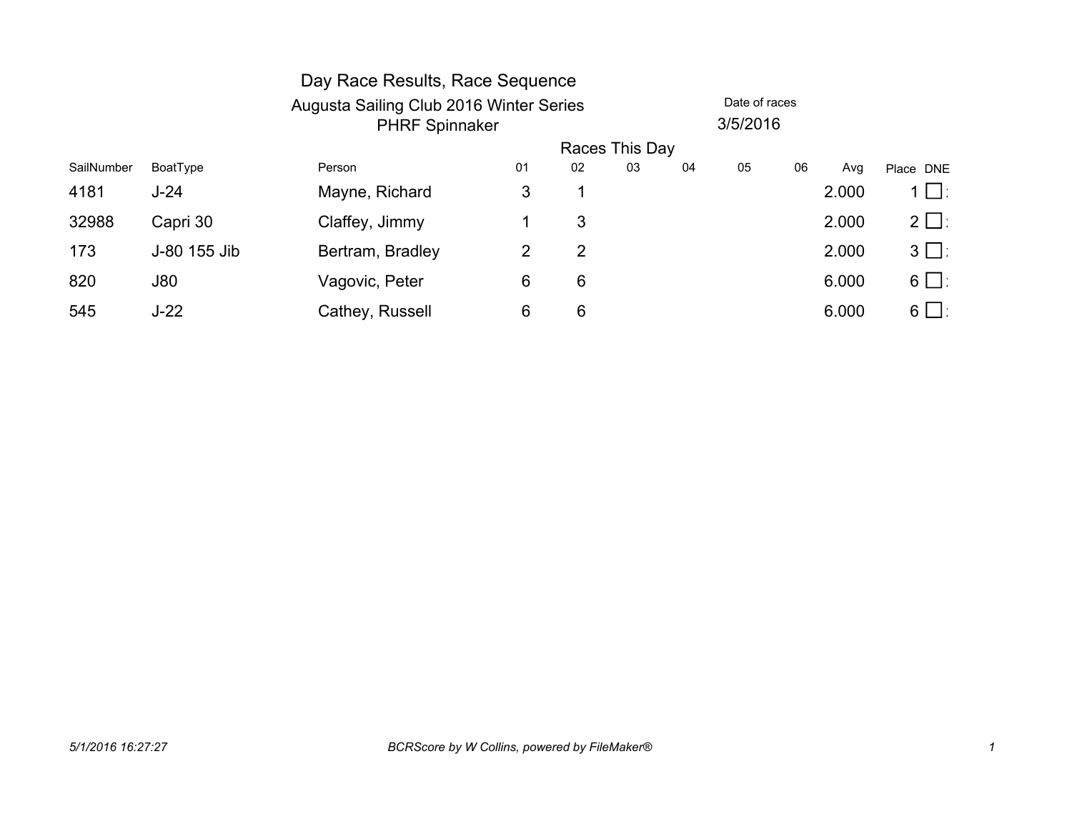# Day Race Results, Race Sequence

Augusta Sailing Club 2016 Winter Series

PHRF Spinnaker

Date of races 3/5/2016

| | | | Races This Day | | | | | | | | |
|---|---|---|---|---|---|---|---|---|---|---|---|
| SailNumber | BoatType | Person | 01 | 02 | 03 | 04 | 05 | 06 | Avg | Place | DNE |
| 4181 | J-24 | Mayne, Richard | 3 | 1 | | | | | 2.000 | 1 | ☐ |
| 32988 | Capri 30 | Claffey, Jimmy | 1 | 3 | | | | | 2.000 | 2 | ☐ |
| 173 | J-80 155 Jib | Bertram, Bradley | 2 | 2 | | | | | 2.000 | 3 | ☐ |
| 820 | J80 | Vagovic, Peter | 6 | 6 | | | | | 6.000 | 6 | ☐ |
| 545 | J-22 | Cathey, Russell | 6 | 6 | | | | | 6.000 | 6 | ☐ |

*5/1/2016 16:27:27*

*BCRScore by W Collins, powered by FileMaker®*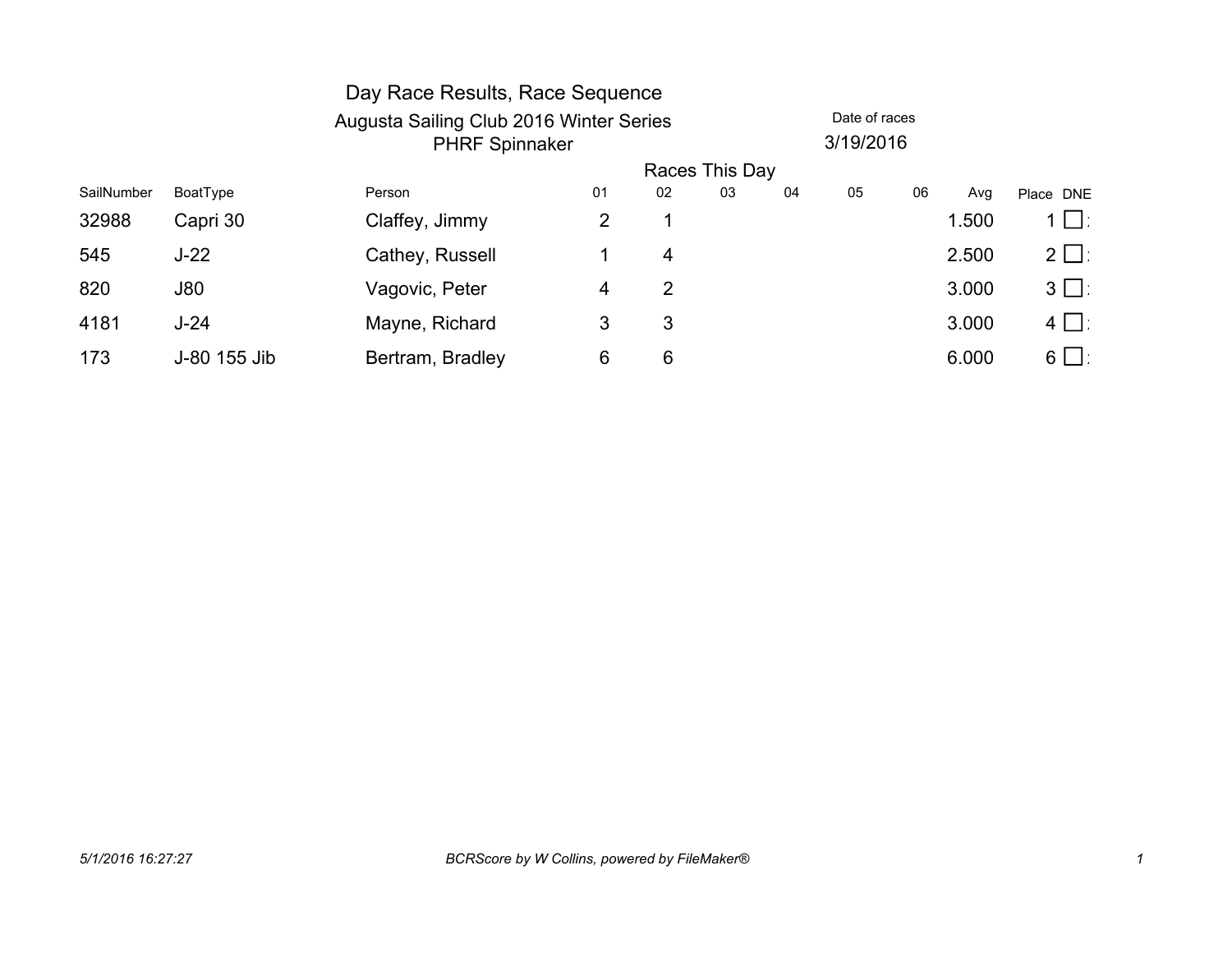# Day Race Results, Race Sequence

## Augusta Sailing Club 2016 Winter Series

### PHRF Spinnaker

Date of races
3/19/2016

| SailNumber | BoatType | Person | Races This Day 01 | 02 | 03 | 04 | 05 | 06 | Avg | Place | DNE |
|---|---|---|---|---|---|---|---|---|---|---|---|
| 32988 | Capri 30 | Claffey, Jimmy | 2 | 1 | | | | | 1.500 | 1 | ☐ |
| 545 | J-22 | Cathey, Russell | 1 | 4 | | | | | 2.500 | 2 | ☐ |
| 820 | J80 | Vagovic, Peter | 4 | 2 | | | | | 3.000 | 3 | ☐ |
| 4181 | J-24 | Mayne, Richard | 3 | 3 | | | | | 3.000 | 4 | ☐ |
| 173 | J-80 155 Jib | Bertram, Bradley | 6 | 6 | | | | | 6.000 | 6 | ☐ |

*5/1/2016 16:27:27* *BCRScore by W Collins, powered by FileMaker®*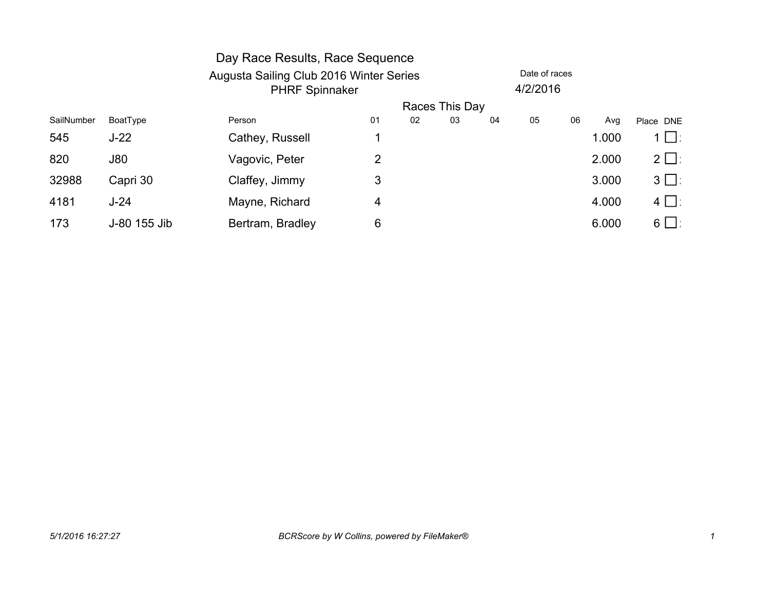# Day Race Results, Race Sequence

## Augusta Sailing Club 2016 Winter Series

### PHRF Spinnaker

Date of races: 4/2/2016

| SailNumber | BoatType | Person | 01 | 02 | 03 | 04 | 05 | 06 | Avg | Place | DNE |
|---|---|---|---|---|---|---|---|---|---|---|---|
| | | | Races This Day | | | | | | | | |
| 545 | J-22 | Cathey, Russell | 1 | | | | | | 1.000 | 1 | ☐ |
| 820 | J80 | Vagovic, Peter | 2 | | | | | | 2.000 | 2 | ☐ |
| 32988 | Capri 30 | Claffey, Jimmy | 3 | | | | | | 3.000 | 3 | ☐ |
| 4181 | J-24 | Mayne, Richard | 4 | | | | | | 4.000 | 4 | ☐ |
| 173 | J-80 155 Jib | Bertram, Bradley | 6 | | | | | | 6.000 | 6 | ☐ |

*5/1/2016 16:27:27*

*BCRScore by W Collins, powered by FileMaker®*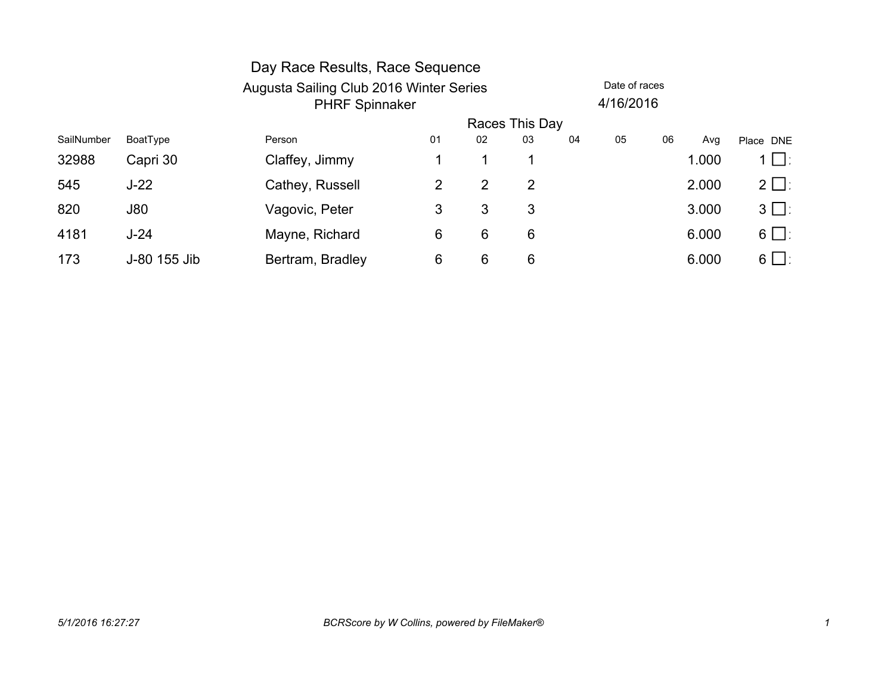# Day Race Results, Race Sequence

Augusta Sailing Club 2016 Winter Series

PHRF Spinnaker

Date of races 4/16/2016

| SailNumber | BoatType | Person | Races This Day 01 | 02 | 03 | 04 | 05 | 06 | Avg | Place | DNE |
|---|---|---|---|---|---|---|---|---|---|---|---|
| 32988 | Capri 30 | Claffey, Jimmy | 1 | 1 | 1 | | | | 1.000 | 1 | ☐ |
| 545 | J-22 | Cathey, Russell | 2 | 2 | 2 | | | | 2.000 | 2 | ☐ |
| 820 | J80 | Vagovic, Peter | 3 | 3 | 3 | | | | 3.000 | 3 | ☐ |
| 4181 | J-24 | Mayne, Richard | 6 | 6 | 6 | | | | 6.000 | 6 | ☐ |
| 173 | J-80 155 Jib | Bertram, Bradley | 6 | 6 | 6 | | | | 6.000 | 6 | ☐ |

*5/1/2016 16:27:27* *BCRScore by W Collins, powered by FileMaker®*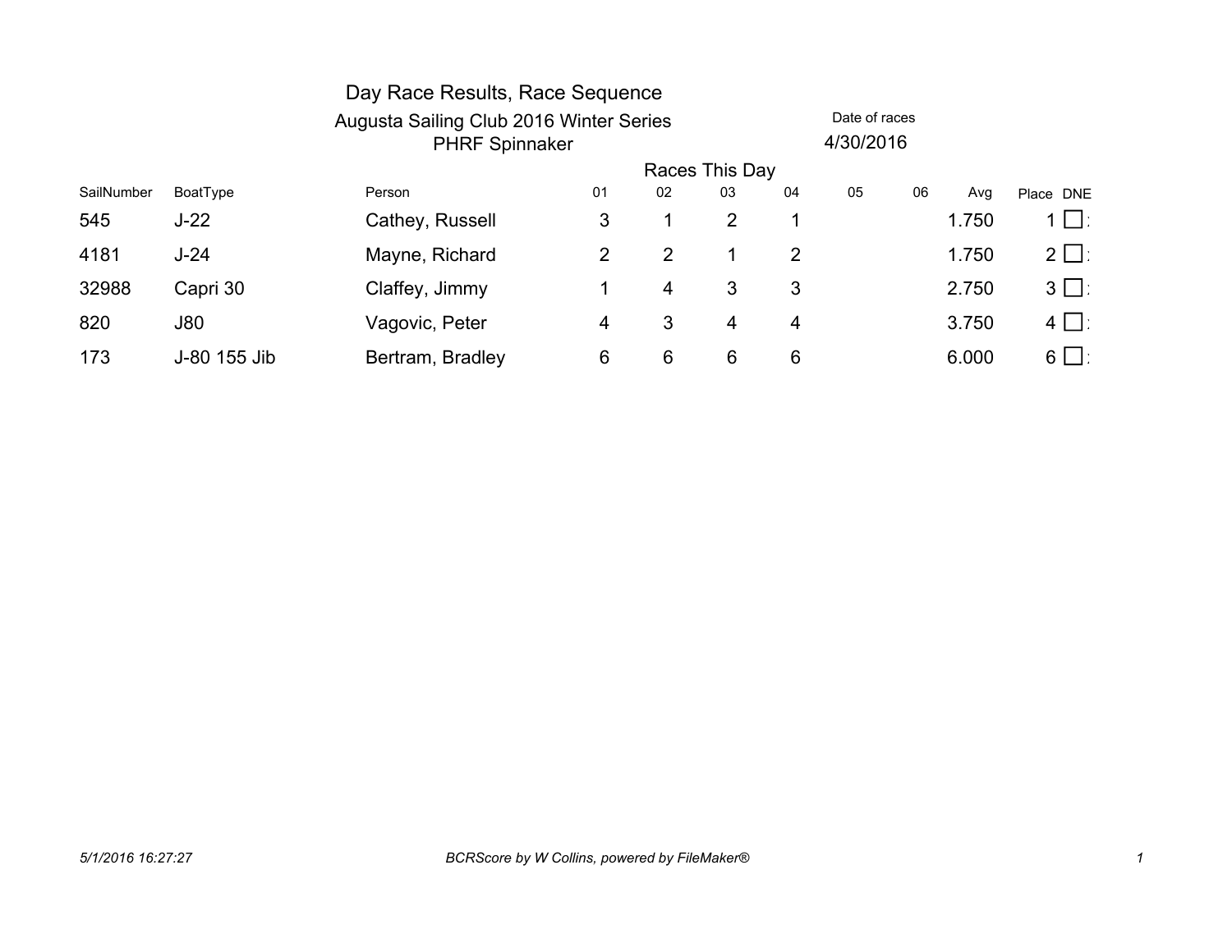# Day Race Results, Race Sequence

## Augusta Sailing Club 2016 Winter Series

PHRF Spinnaker

Date of races
4/30/2016

| | | | Races This Day | | | | | | | | |
|---|---|---|---|---|---|---|---|---|---|---|---|
| SailNumber | BoatType | Person | 01 | 02 | 03 | 04 | 05 | 06 | Avg | Place | DNE |
| 545 | J-22 | Cathey, Russell | 3 | 1 | 2 | 1 | | | 1.750 | 1 | ☐ |
| 4181 | J-24 | Mayne, Richard | 2 | 2 | 1 | 2 | | | 1.750 | 2 | ☐ |
| 32988 | Capri 30 | Claffey, Jimmy | 1 | 4 | 3 | 3 | | | 2.750 | 3 | ☐ |
| 820 | J80 | Vagovic, Peter | 4 | 3 | 4 | 4 | | | 3.750 | 4 | ☐ |
| 173 | J-80 155 Jib | Bertram, Bradley | 6 | 6 | 6 | 6 | | | 6.000 | 6 | ☐ |

*5/1/2016 16:27:27*

*BCRScore by W Collins, powered by FileMaker®*